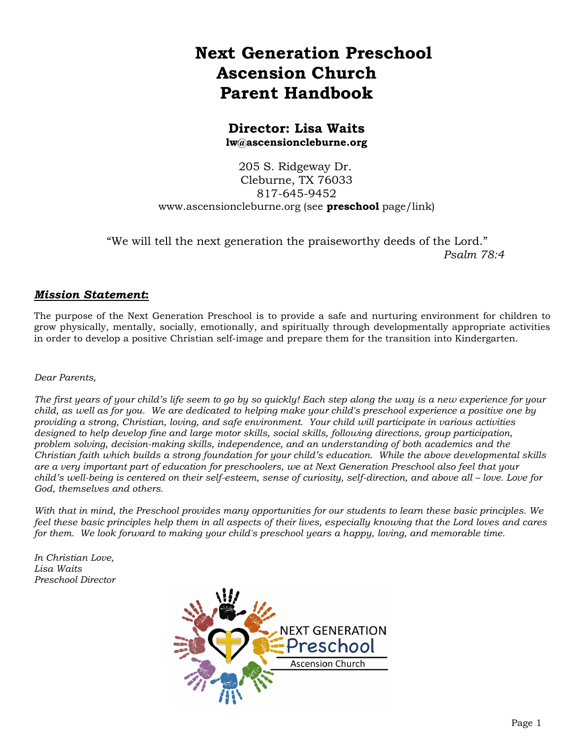# Next Generation Preschool
# Ascension Church
# Parent Handbook

## Director: Lisa Waits
**lw@ascensioncleburne.org**

205 S. Ridgeway Dr.
Cleburne, TX 76033
817-645-9452
www.ascensioncleburne.org (see **preschool** page/link)

"We will tell the next generation the praiseworthy deeds of the Lord."
*Psalm 78:4*

### ***Mission Statement*:**

The purpose of the Next Generation Preschool is to provide a safe and nurturing environment for children to grow physically, mentally, socially, emotionally, and spiritually through developmentally appropriate activities in order to develop a positive Christian self-image and prepare them for the transition into Kindergarten.

*Dear Parents,*

*The first years of your child's life seem to go by so quickly! Each step along the way is a new experience for your child, as well as for you. We are dedicated to helping make your child's preschool experience a positive one by providing a strong, Christian, loving, and safe environment. Your child will participate in various activities designed to help develop fine and large motor skills, social skills, following directions, group participation, problem solving, decision-making skills, independence, and an understanding of both academics and the Christian faith which builds a strong foundation for your child's education. While the above developmental skills are a very important part of education for preschoolers, we at Next Generation Preschool also feel that your child's well-being is centered on their self-esteem, sense of curiosity, self-direction, and above all – love. Love for God, themselves and others.*

*With that in mind, the Preschool provides many opportunities for our students to learn these basic principles. We feel these basic principles help them in all aspects of their lives, especially knowing that the Lord loves and cares for them. We look forward to making your child's preschool years a happy, loving, and memorable time.*

*In Christian Love,*
*Lisa Waits*
*Preschool Director*

NEXT GENERATION Preschool
Ascension Church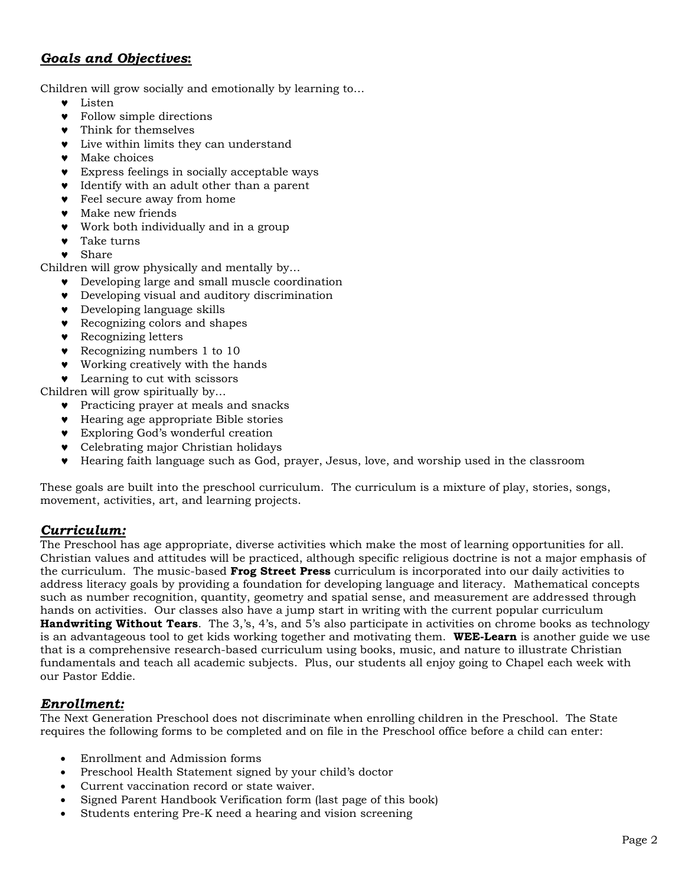## ***Goals and Objectives*:**

Children will grow socially and emotionally by learning to…

- Listen
- Follow simple directions
- Think for themselves
- Live within limits they can understand
- Make choices
- Express feelings in socially acceptable ways
- Identify with an adult other than a parent
- Feel secure away from home
- Make new friends
- Work both individually and in a group
- Take turns
- Share

Children will grow physically and mentally by…

- Developing large and small muscle coordination
- Developing visual and auditory discrimination
- Developing language skills
- Recognizing colors and shapes
- Recognizing letters
- Recognizing numbers 1 to 10
- Working creatively with the hands
- Learning to cut with scissors

Children will grow spiritually by…

- Practicing prayer at meals and snacks
- Hearing age appropriate Bible stories
- Exploring God's wonderful creation
- Celebrating major Christian holidays
- Hearing faith language such as God, prayer, Jesus, love, and worship used in the classroom

These goals are built into the preschool curriculum. The curriculum is a mixture of play, stories, songs, movement, activities, art, and learning projects.

## ***Curriculum:***

The Preschool has age appropriate, diverse activities which make the most of learning opportunities for all. Christian values and attitudes will be practiced, although specific religious doctrine is not a major emphasis of the curriculum. The music-based **Frog Street Press** curriculum is incorporated into our daily activities to address literacy goals by providing a foundation for developing language and literacy. Mathematical concepts such as number recognition, quantity, geometry and spatial sense, and measurement are addressed through hands on activities. Our classes also have a jump start in writing with the current popular curriculum **Handwriting Without Tears**. The 3,'s, 4's, and 5's also participate in activities on chrome books as technology is an advantageous tool to get kids working together and motivating them. **WEE-Learn** is another guide we use that is a comprehensive research-based curriculum using books, music, and nature to illustrate Christian fundamentals and teach all academic subjects. Plus, our students all enjoy going to Chapel each week with our Pastor Eddie.

## ***Enrollment:***

The Next Generation Preschool does not discriminate when enrolling children in the Preschool. The State requires the following forms to be completed and on file in the Preschool office before a child can enter:

- Enrollment and Admission forms
- Preschool Health Statement signed by your child's doctor
- Current vaccination record or state waiver.
- Signed Parent Handbook Verification form (last page of this book)
- Students entering Pre-K need a hearing and vision screening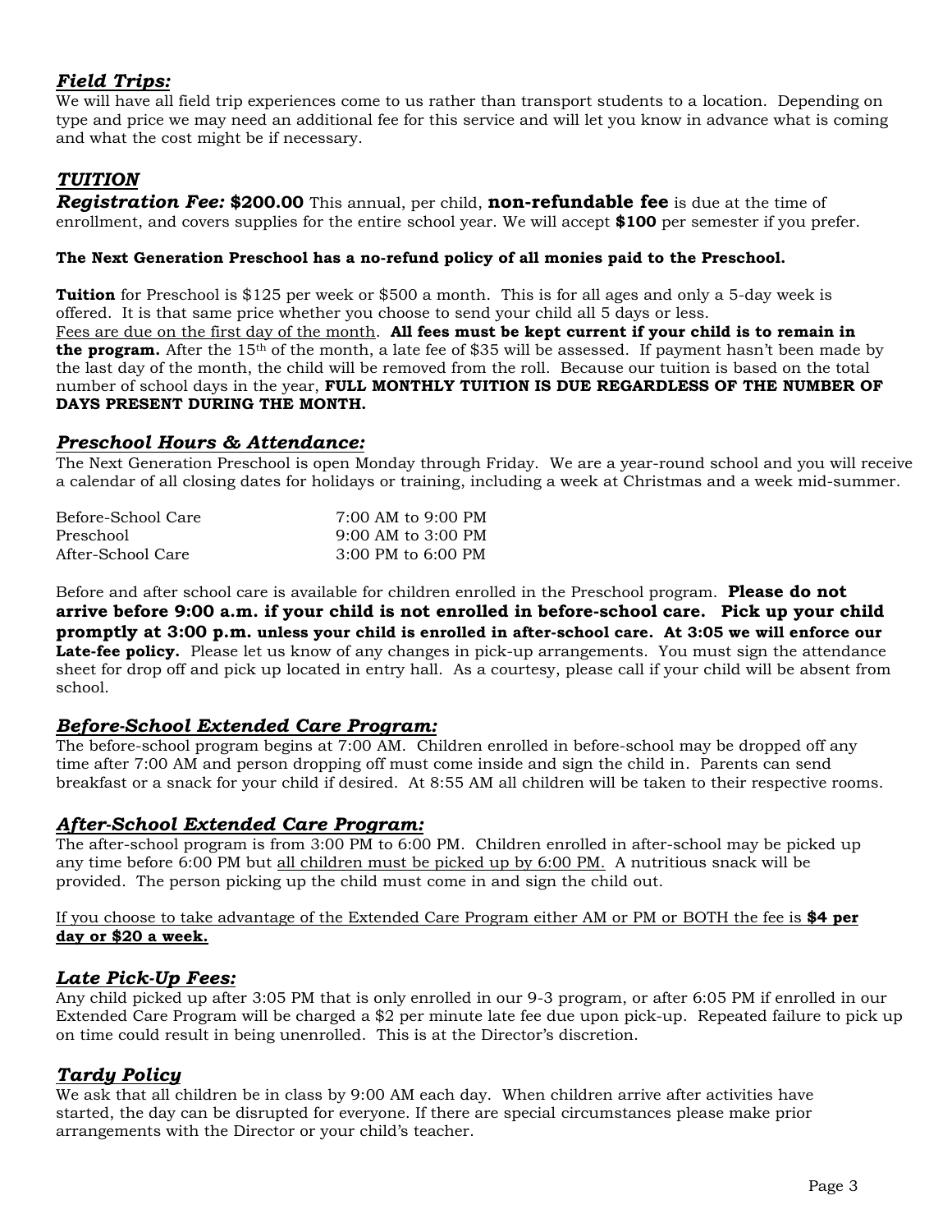## ***Field Trips:***

We will have all field trip experiences come to us rather than transport students to a location. Depending on type and price we may need an additional fee for this service and will let you know in advance what is coming and what the cost might be if necessary.

## ***TUITION***

***Registration Fee:*** **$200.00** This annual, per child, **non-refundable fee** is due at the time of enrollment, and covers supplies for the entire school year. We will accept **$100** per semester if you prefer.

**The Next Generation Preschool has a no-refund policy of all monies paid to the Preschool.**

**Tuition** for Preschool is $125 per week or $500 a month. This is for all ages and only a 5-day week is offered. It is that same price whether you choose to send your child all 5 days or less.
Fees are due on the first day of the month. **All fees must be kept current if your child is to remain in the program.** After the 15th of the month, a late fee of $35 will be assessed. If payment hasn't been made by the last day of the month, the child will be removed from the roll. Because our tuition is based on the total number of school days in the year, **FULL MONTHLY TUITION IS DUE REGARDLESS OF THE NUMBER OF DAYS PRESENT DURING THE MONTH.**

## ***Preschool Hours & Attendance:***

The Next Generation Preschool is open Monday through Friday. We are a year-round school and you will receive a calendar of all closing dates for holidays or training, including a week at Christmas and a week mid-summer.

| | |
|---|---|
| Before-School Care | 7:00 AM to 9:00 PM |
| Preschool | 9:00 AM to 3:00 PM |
| After-School Care | 3:00 PM to 6:00 PM |

Before and after school care is available for children enrolled in the Preschool program. **Please do not arrive before 9:00 a.m. if your child is not enrolled in before-school care. Pick up your child promptly at 3:00 p.m. unless your child is enrolled in after-school care. At 3:05 we will enforce our Late-fee policy.** Please let us know of any changes in pick-up arrangements. You must sign the attendance sheet for drop off and pick up located in entry hall. As a courtesy, please call if your child will be absent from school.

## ***Before-School Extended Care Program:***

The before-school program begins at 7:00 AM. Children enrolled in before-school may be dropped off any time after 7:00 AM and person dropping off must come inside and sign the child in. Parents can send breakfast or a snack for your child if desired. At 8:55 AM all children will be taken to their respective rooms.

## ***After-School Extended Care Program:***

The after-school program is from 3:00 PM to 6:00 PM. Children enrolled in after-school may be picked up any time before 6:00 PM but all children must be picked up by 6:00 PM. A nutritious snack will be provided. The person picking up the child must come in and sign the child out.

If you choose to take advantage of the Extended Care Program either AM or PM or BOTH the fee is **$4 per day or $20 a week.**

## ***Late Pick-Up Fees:***

Any child picked up after 3:05 PM that is only enrolled in our 9-3 program, or after 6:05 PM if enrolled in our Extended Care Program will be charged a $2 per minute late fee due upon pick-up. Repeated failure to pick up on time could result in being unenrolled. This is at the Director's discretion.

## ***Tardy Policy***

We ask that all children be in class by 9:00 AM each day. When children arrive after activities have started, the day can be disrupted for everyone. If there are special circumstances please make prior arrangements with the Director or your child's teacher.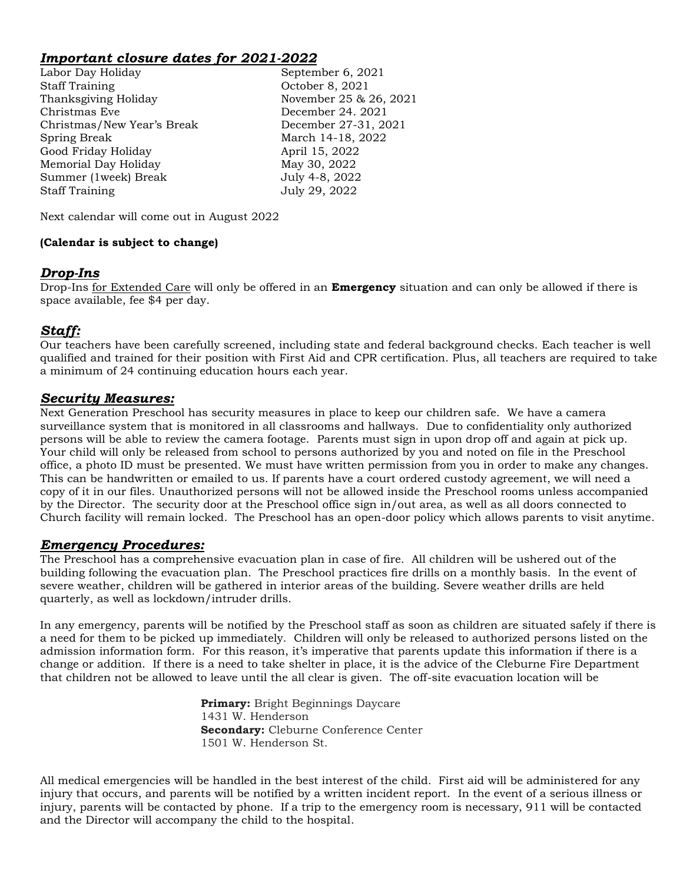## ***Important closure dates for 2021-2022***

| | |
|---|---|
| Labor Day Holiday | September 6, 2021 |
| Staff Training | October 8, 2021 |
| Thanksgiving Holiday | November 25 & 26, 2021 |
| Christmas Eve | December 24. 2021 |
| Christmas/New Year's Break | December 27-31, 2021 |
| Spring Break | March 14-18, 2022 |
| Good Friday Holiday | April 15, 2022 |
| Memorial Day Holiday | May 30, 2022 |
| Summer (1week) Break | July 4-8, 2022 |
| Staff Training | July 29, 2022 |

Next calendar will come out in August 2022

**(Calendar is subject to change)**

## ***Drop-Ins***

Drop-Ins for Extended Care will only be offered in an **Emergency** situation and can only be allowed if there is space available, fee $4 per day.

## ***Staff:***

Our teachers have been carefully screened, including state and federal background checks. Each teacher is well qualified and trained for their position with First Aid and CPR certification. Plus, all teachers are required to take a minimum of 24 continuing education hours each year.

## ***Security Measures:***

Next Generation Preschool has security measures in place to keep our children safe. We have a camera surveillance system that is monitored in all classrooms and hallways. Due to confidentiality only authorized persons will be able to review the camera footage. Parents must sign in upon drop off and again at pick up. Your child will only be released from school to persons authorized by you and noted on file in the Preschool office, a photo ID must be presented. We must have written permission from you in order to make any changes. This can be handwritten or emailed to us. If parents have a court ordered custody agreement, we will need a copy of it in our files. Unauthorized persons will not be allowed inside the Preschool rooms unless accompanied by the Director. The security door at the Preschool office sign in/out area, as well as all doors connected to Church facility will remain locked. The Preschool has an open-door policy which allows parents to visit anytime.

## ***Emergency Procedures:***

The Preschool has a comprehensive evacuation plan in case of fire. All children will be ushered out of the building following the evacuation plan. The Preschool practices fire drills on a monthly basis. In the event of severe weather, children will be gathered in interior areas of the building. Severe weather drills are held quarterly, as well as lockdown/intruder drills.

In any emergency, parents will be notified by the Preschool staff as soon as children are situated safely if there is a need for them to be picked up immediately. Children will only be released to authorized persons listed on the admission information form. For this reason, it's imperative that parents update this information if there is a change or addition. If there is a need to take shelter in place, it is the advice of the Cleburne Fire Department that children not be allowed to leave until the all clear is given. The off-site evacuation location will be

**Primary:** Bright Beginnings Daycare
1431 W. Henderson
**Secondary:** Cleburne Conference Center
1501 W. Henderson St.

All medical emergencies will be handled in the best interest of the child. First aid will be administered for any injury that occurs, and parents will be notified by a written incident report. In the event of a serious illness or injury, parents will be contacted by phone. If a trip to the emergency room is necessary, 911 will be contacted and the Director will accompany the child to the hospital.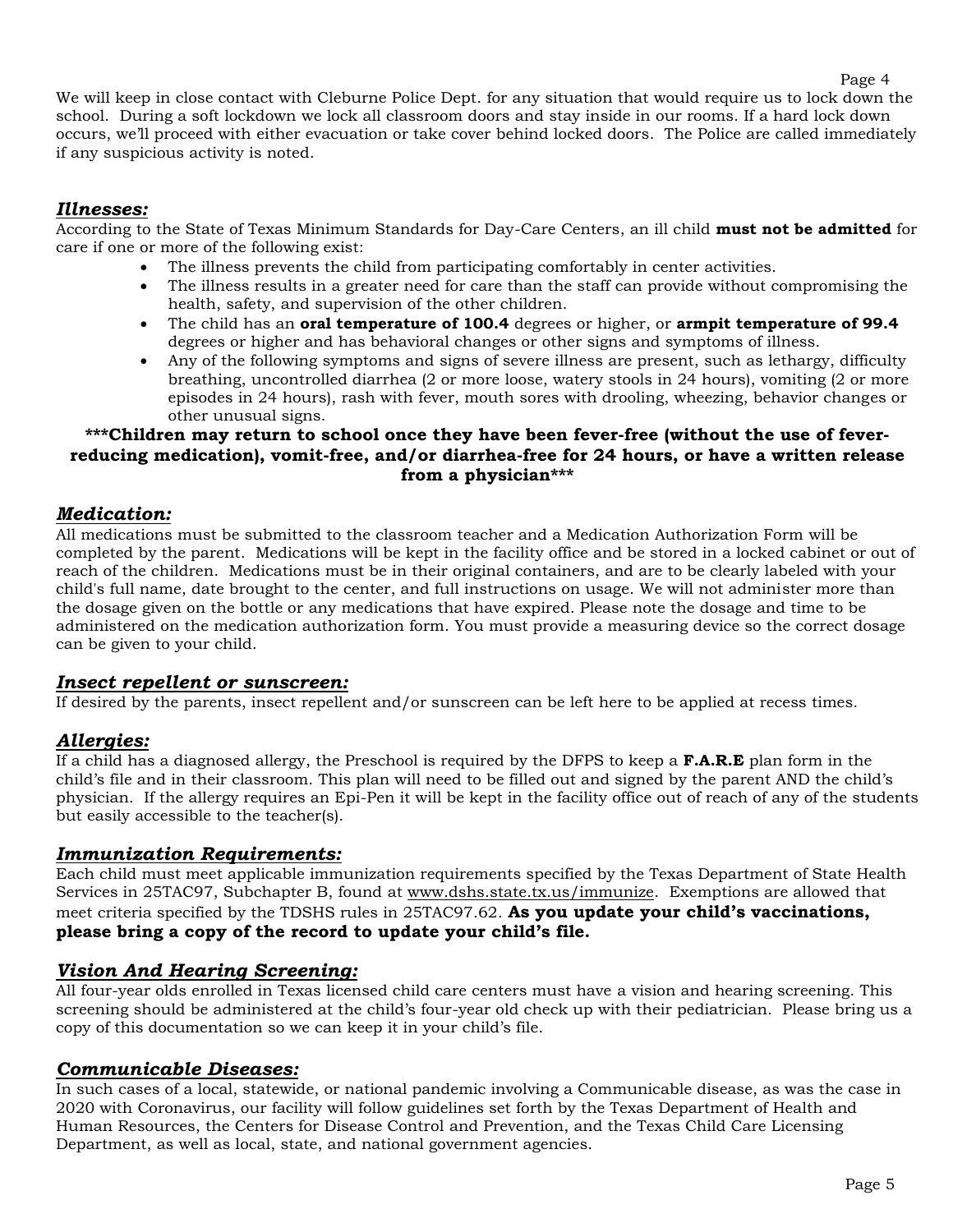We will keep in close contact with Cleburne Police Dept. for any situation that would require us to lock down the school. During a soft lockdown we lock all classroom doors and stay inside in our rooms. If a hard lock down occurs, we'll proceed with either evacuation or take cover behind locked doors. The Police are called immediately if any suspicious activity is noted.

## ***Illnesses:***

According to the State of Texas Minimum Standards for Day-Care Centers, an ill child **must not be admitted** for care if one or more of the following exist:

- The illness prevents the child from participating comfortably in center activities.
- The illness results in a greater need for care than the staff can provide without compromising the health, safety, and supervision of the other children.
- The child has an **oral temperature of 100.4** degrees or higher, or **armpit temperature of 99.4** degrees or higher and has behavioral changes or other signs and symptoms of illness.
- Any of the following symptoms and signs of severe illness are present, such as lethargy, difficulty breathing, uncontrolled diarrhea (2 or more loose, watery stools in 24 hours), vomiting (2 or more episodes in 24 hours), rash with fever, mouth sores with drooling, wheezing, behavior changes or other unusual signs.

**\*\*\*Children may return to school once they have been fever-free (without the use of fever-reducing medication), vomit-free, and/or diarrhea-free for 24 hours, or have a written release from a physician\*\*\***

## ***Medication:***

All medications must be submitted to the classroom teacher and a Medication Authorization Form will be completed by the parent. Medications will be kept in the facility office and be stored in a locked cabinet or out of reach of the children. Medications must be in their original containers, and are to be clearly labeled with your child's full name, date brought to the center, and full instructions on usage. We will not administer more than the dosage given on the bottle or any medications that have expired. Please note the dosage and time to be administered on the medication authorization form. You must provide a measuring device so the correct dosage can be given to your child.

## ***Insect repellent or sunscreen:***

If desired by the parents, insect repellent and/or sunscreen can be left here to be applied at recess times.

## ***Allergies:***

If a child has a diagnosed allergy, the Preschool is required by the DFPS to keep a **F.A.R.E** plan form in the child's file and in their classroom. This plan will need to be filled out and signed by the parent AND the child's physician. If the allergy requires an Epi-Pen it will be kept in the facility office out of reach of any of the students but easily accessible to the teacher(s).

## ***Immunization Requirements:***

Each child must meet applicable immunization requirements specified by the Texas Department of State Health Services in 25TAC97, Subchapter B, found at www.dshs.state.tx.us/immunize. Exemptions are allowed that meet criteria specified by the TDSHS rules in 25TAC97.62. **As you update your child's vaccinations, please bring a copy of the record to update your child's file.**

## ***Vision And Hearing Screening:***

All four-year olds enrolled in Texas licensed child care centers must have a vision and hearing screening. This screening should be administered at the child's four-year old check up with their pediatrician. Please bring us a copy of this documentation so we can keep it in your child's file.

## ***Communicable Diseases:***

In such cases of a local, statewide, or national pandemic involving a Communicable disease, as was the case in 2020 with Coronavirus, our facility will follow guidelines set forth by the Texas Department of Health and Human Resources, the Centers for Disease Control and Prevention, and the Texas Child Care Licensing Department, as well as local, state, and national government agencies.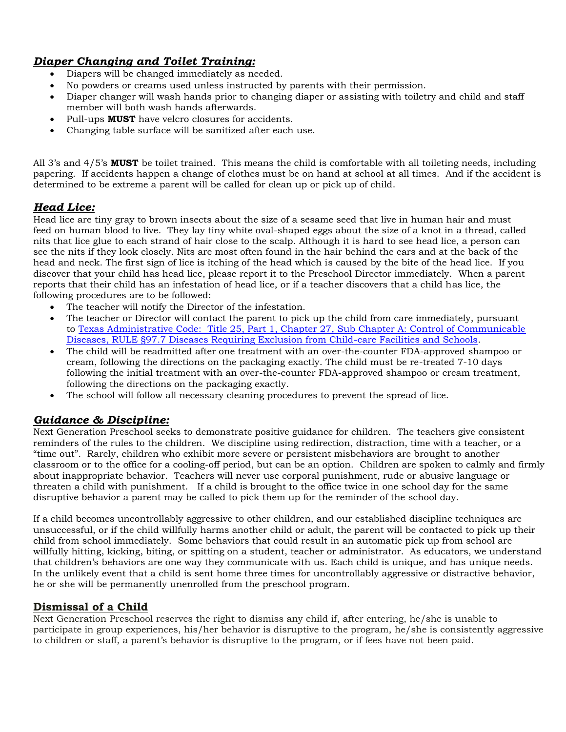## ***Diaper Changing and Toilet Training:***

- Diapers will be changed immediately as needed.
- No powders or creams used unless instructed by parents with their permission.
- Diaper changer will wash hands prior to changing diaper or assisting with toiletry and child and staff member will both wash hands afterwards.
- Pull-ups **MUST** have velcro closures for accidents.
- Changing table surface will be sanitized after each use.

All 3's and 4/5's **MUST** be toilet trained. This means the child is comfortable with all toileting needs, including papering. If accidents happen a change of clothes must be on hand at school at all times. And if the accident is determined to be extreme a parent will be called for clean up or pick up of child.

## ***Head Lice:***

Head lice are tiny gray to brown insects about the size of a sesame seed that live in human hair and must feed on human blood to live. They lay tiny white oval-shaped eggs about the size of a knot in a thread, called nits that lice glue to each strand of hair close to the scalp. Although it is hard to see head lice, a person can see the nits if they look closely. Nits are most often found in the hair behind the ears and at the back of the head and neck. The first sign of lice is itching of the head which is caused by the bite of the head lice. If you discover that your child has head lice, please report it to the Preschool Director immediately. When a parent reports that their child has an infestation of head lice, or if a teacher discovers that a child has lice, the following procedures are to be followed:

- The teacher will notify the Director of the infestation.
- The teacher or Director will contact the parent to pick up the child from care immediately, pursuant to Texas Administrative Code: Title 25, Part 1, Chapter 27, Sub Chapter A: Control of Communicable Diseases, RULE §97.7 Diseases Requiring Exclusion from Child-care Facilities and Schools.
- The child will be readmitted after one treatment with an over-the-counter FDA-approved shampoo or cream, following the directions on the packaging exactly. The child must be re-treated 7-10 days following the initial treatment with an over-the-counter FDA-approved shampoo or cream treatment, following the directions on the packaging exactly.
- The school will follow all necessary cleaning procedures to prevent the spread of lice.

## ***Guidance & Discipline:***

Next Generation Preschool seeks to demonstrate positive guidance for children. The teachers give consistent reminders of the rules to the children. We discipline using redirection, distraction, time with a teacher, or a "time out". Rarely, children who exhibit more severe or persistent misbehaviors are brought to another classroom or to the office for a cooling-off period, but can be an option. Children are spoken to calmly and firmly about inappropriate behavior. Teachers will never use corporal punishment, rude or abusive language or threaten a child with punishment. If a child is brought to the office twice in one school day for the same disruptive behavior a parent may be called to pick them up for the reminder of the school day.

If a child becomes uncontrollably aggressive to other children, and our established discipline techniques are unsuccessful, or if the child willfully harms another child or adult, the parent will be contacted to pick up their child from school immediately. Some behaviors that could result in an automatic pick up from school are willfully hitting, kicking, biting, or spitting on a student, teacher or administrator. As educators, we understand that children's behaviors are one way they communicate with us. Each child is unique, and has unique needs. In the unlikely event that a child is sent home three times for uncontrollably aggressive or distractive behavior, he or she will be permanently unenrolled from the preschool program.

## **Dismissal of a Child**

Next Generation Preschool reserves the right to dismiss any child if, after entering, he/she is unable to participate in group experiences, his/her behavior is disruptive to the program, he/she is consistently aggressive to children or staff, a parent's behavior is disruptive to the program, or if fees have not been paid.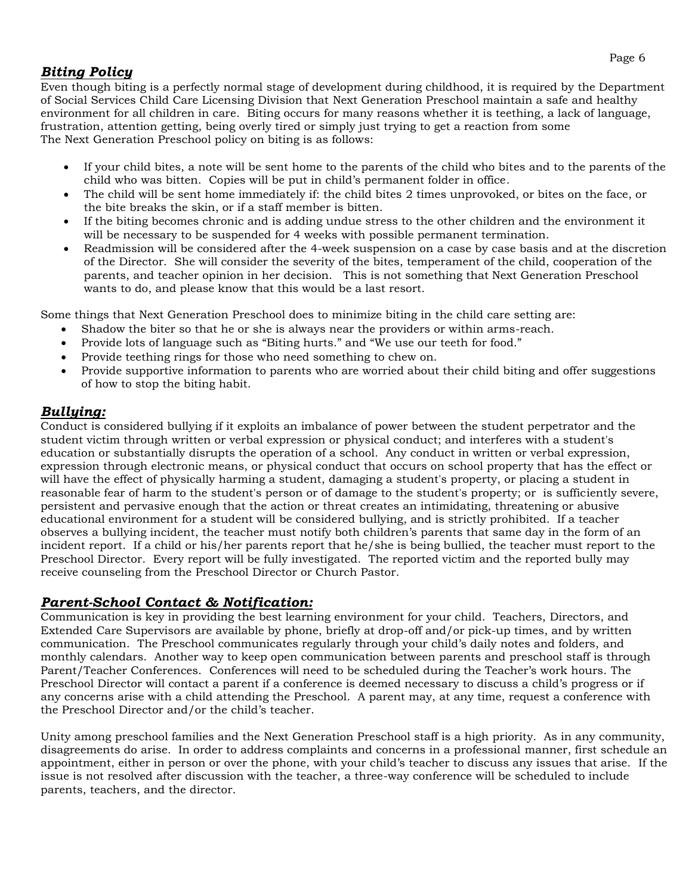## ***Biting Policy***

Even though biting is a perfectly normal stage of development during childhood, it is required by the Department of Social Services Child Care Licensing Division that Next Generation Preschool maintain a safe and healthy environment for all children in care. Biting occurs for many reasons whether it is teething, a lack of language, frustration, attention getting, being overly tired or simply just trying to get a reaction from some
The Next Generation Preschool policy on biting is as follows:

- If your child bites, a note will be sent home to the parents of the child who bites and to the parents of the child who was bitten. Copies will be put in child's permanent folder in office.
- The child will be sent home immediately if: the child bites 2 times unprovoked, or bites on the face, or the bite breaks the skin, or if a staff member is bitten.
- If the biting becomes chronic and is adding undue stress to the other children and the environment it will be necessary to be suspended for 4 weeks with possible permanent termination.
- Readmission will be considered after the 4-week suspension on a case by case basis and at the discretion of the Director. She will consider the severity of the bites, temperament of the child, cooperation of the parents, and teacher opinion in her decision. This is not something that Next Generation Preschool wants to do, and please know that this would be a last resort.

Some things that Next Generation Preschool does to minimize biting in the child care setting are:

- Shadow the biter so that he or she is always near the providers or within arms-reach.
- Provide lots of language such as "Biting hurts." and "We use our teeth for food."
- Provide teething rings for those who need something to chew on.
- Provide supportive information to parents who are worried about their child biting and offer suggestions of how to stop the biting habit.

## ***Bullying:***

Conduct is considered bullying if it exploits an imbalance of power between the student perpetrator and the student victim through written or verbal expression or physical conduct; and interferes with a student's education or substantially disrupts the operation of a school. Any conduct in written or verbal expression, expression through electronic means, or physical conduct that occurs on school property that has the effect or will have the effect of physically harming a student, damaging a student's property, or placing a student in reasonable fear of harm to the student's person or of damage to the student's property; or is sufficiently severe, persistent and pervasive enough that the action or threat creates an intimidating, threatening or abusive educational environment for a student will be considered bullying, and is strictly prohibited. If a teacher observes a bullying incident, the teacher must notify both children's parents that same day in the form of an incident report. If a child or his/her parents report that he/she is being bullied, the teacher must report to the Preschool Director. Every report will be fully investigated. The reported victim and the reported bully may receive counseling from the Preschool Director or Church Pastor.

## ***Parent-School Contact & Notification:***

Communication is key in providing the best learning environment for your child. Teachers, Directors, and Extended Care Supervisors are available by phone, briefly at drop-off and/or pick-up times, and by written communication. The Preschool communicates regularly through your child's daily notes and folders, and monthly calendars. Another way to keep open communication between parents and preschool staff is through Parent/Teacher Conferences. Conferences will need to be scheduled during the Teacher's work hours. The Preschool Director will contact a parent if a conference is deemed necessary to discuss a child's progress or if any concerns arise with a child attending the Preschool. A parent may, at any time, request a conference with the Preschool Director and/or the child's teacher.

Unity among preschool families and the Next Generation Preschool staff is a high priority. As in any community, disagreements do arise. In order to address complaints and concerns in a professional manner, first schedule an appointment, either in person or over the phone, with your child's teacher to discuss any issues that arise. If the issue is not resolved after discussion with the teacher, a three-way conference will be scheduled to include parents, teachers, and the director.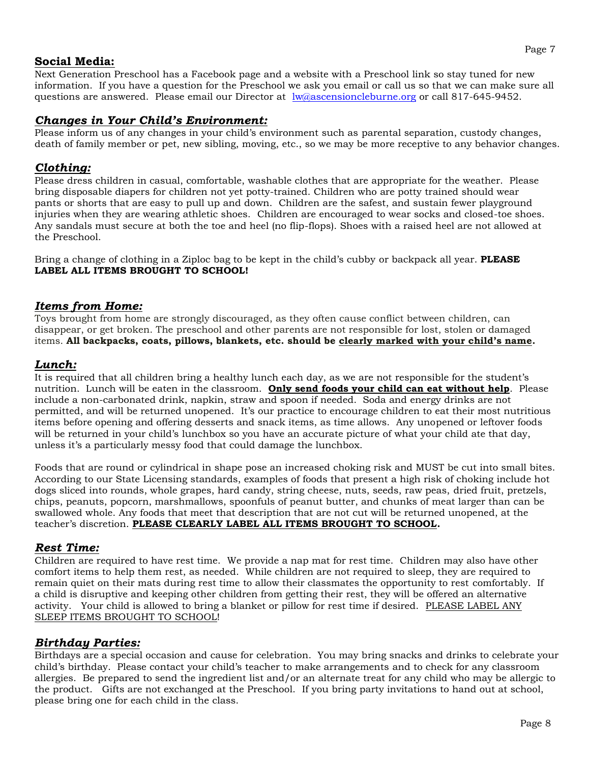## **Social Media:**

Next Generation Preschool has a Facebook page and a website with a Preschool link so stay tuned for new information. If you have a question for the Preschool we ask you email or call us so that we can make sure all questions are answered. Please email our Director at lw@ascensioncleburne.org or call 817-645-9452.

## ***Changes in Your Child's Environment:***

Please inform us of any changes in your child's environment such as parental separation, custody changes, death of family member or pet, new sibling, moving, etc., so we may be more receptive to any behavior changes.

## ***Clothing:***

Please dress children in casual, comfortable, washable clothes that are appropriate for the weather. Please bring disposable diapers for children not yet potty-trained. Children who are potty trained should wear pants or shorts that are easy to pull up and down. Children are the safest, and sustain fewer playground injuries when they are wearing athletic shoes. Children are encouraged to wear socks and closed-toe shoes. Any sandals must secure at both the toe and heel (no flip-flops). Shoes with a raised heel are not allowed at the Preschool.

Bring a change of clothing in a Ziploc bag to be kept in the child's cubby or backpack all year. **PLEASE LABEL ALL ITEMS BROUGHT TO SCHOOL!**

## ***Items from Home:***

Toys brought from home are strongly discouraged, as they often cause conflict between children, can disappear, or get broken. The preschool and other parents are not responsible for lost, stolen or damaged items. **All backpacks, coats, pillows, blankets, etc. should be clearly marked with your child's name.**

## ***Lunch:***

It is required that all children bring a healthy lunch each day, as we are not responsible for the student's nutrition. Lunch will be eaten in the classroom. **Only send foods your child can eat without help**. Please include a non-carbonated drink, napkin, straw and spoon if needed. Soda and energy drinks are not permitted, and will be returned unopened. It's our practice to encourage children to eat their most nutritious items before opening and offering desserts and snack items, as time allows. Any unopened or leftover foods will be returned in your child's lunchbox so you have an accurate picture of what your child ate that day, unless it's a particularly messy food that could damage the lunchbox.

Foods that are round or cylindrical in shape pose an increased choking risk and MUST be cut into small bites. According to our State Licensing standards, examples of foods that present a high risk of choking include hot dogs sliced into rounds, whole grapes, hard candy, string cheese, nuts, seeds, raw peas, dried fruit, pretzels, chips, peanuts, popcorn, marshmallows, spoonfuls of peanut butter, and chunks of meat larger than can be swallowed whole. Any foods that meet that description that are not cut will be returned unopened, at the teacher's discretion. **PLEASE CLEARLY LABEL ALL ITEMS BROUGHT TO SCHOOL.**

## ***Rest Time:***

Children are required to have rest time. We provide a nap mat for rest time. Children may also have other comfort items to help them rest, as needed. While children are not required to sleep, they are required to remain quiet on their mats during rest time to allow their classmates the opportunity to rest comfortably. If a child is disruptive and keeping other children from getting their rest, they will be offered an alternative activity. Your child is allowed to bring a blanket or pillow for rest time if desired. PLEASE LABEL ANY SLEEP ITEMS BROUGHT TO SCHOOL!

## ***Birthday Parties:***

Birthdays are a special occasion and cause for celebration. You may bring snacks and drinks to celebrate your child's birthday. Please contact your child's teacher to make arrangements and to check for any classroom allergies. Be prepared to send the ingredient list and/or an alternate treat for any child who may be allergic to the product. Gifts are not exchanged at the Preschool. If you bring party invitations to hand out at school, please bring one for each child in the class.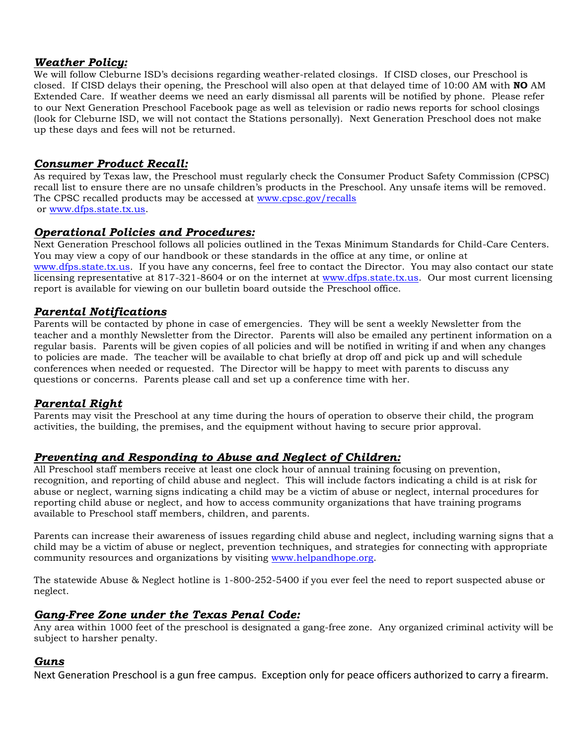### ***Weather Policy:***

We will follow Cleburne ISD's decisions regarding weather-related closings. If CISD closes, our Preschool is closed. If CISD delays their opening, the Preschool will also open at that delayed time of 10:00 AM with **NO** AM Extended Care. If weather deems we need an early dismissal all parents will be notified by phone. Please refer to our Next Generation Preschool Facebook page as well as television or radio news reports for school closings (look for Cleburne ISD, we will not contact the Stations personally). Next Generation Preschool does not make up these days and fees will not be returned.

### ***Consumer Product Recall:***

As required by Texas law, the Preschool must regularly check the Consumer Product Safety Commission (CPSC) recall list to ensure there are no unsafe children's products in the Preschool. Any unsafe items will be removed. The CPSC recalled products may be accessed at www.cpsc.gov/recalls or www.dfps.state.tx.us.

### ***Operational Policies and Procedures:***

Next Generation Preschool follows all policies outlined in the Texas Minimum Standards for Child-Care Centers. You may view a copy of our handbook or these standards in the office at any time, or online at www.dfps.state.tx.us. If you have any concerns, feel free to contact the Director. You may also contact our state licensing representative at 817-321-8604 or on the internet at www.dfps.state.tx.us. Our most current licensing report is available for viewing on our bulletin board outside the Preschool office.

### ***Parental Notifications***

Parents will be contacted by phone in case of emergencies. They will be sent a weekly Newsletter from the teacher and a monthly Newsletter from the Director. Parents will also be emailed any pertinent information on a regular basis. Parents will be given copies of all policies and will be notified in writing if and when any changes to policies are made. The teacher will be available to chat briefly at drop off and pick up and will schedule conferences when needed or requested. The Director will be happy to meet with parents to discuss any questions or concerns. Parents please call and set up a conference time with her.

### ***Parental Right***

Parents may visit the Preschool at any time during the hours of operation to observe their child, the program activities, the building, the premises, and the equipment without having to secure prior approval.

### ***Preventing and Responding to Abuse and Neglect of Children:***

All Preschool staff members receive at least one clock hour of annual training focusing on prevention, recognition, and reporting of child abuse and neglect. This will include factors indicating a child is at risk for abuse or neglect, warning signs indicating a child may be a victim of abuse or neglect, internal procedures for reporting child abuse or neglect, and how to access community organizations that have training programs available to Preschool staff members, children, and parents.

Parents can increase their awareness of issues regarding child abuse and neglect, including warning signs that a child may be a victim of abuse or neglect, prevention techniques, and strategies for connecting with appropriate community resources and organizations by visiting www.helpandhope.org.

The statewide Abuse & Neglect hotline is 1-800-252-5400 if you ever feel the need to report suspected abuse or neglect.

### ***Gang-Free Zone under the Texas Penal Code:***

Any area within 1000 feet of the preschool is designated a gang-free zone. Any organized criminal activity will be subject to harsher penalty.

### ***Guns***

Next Generation Preschool is a gun free campus. Exception only for peace officers authorized to carry a firearm.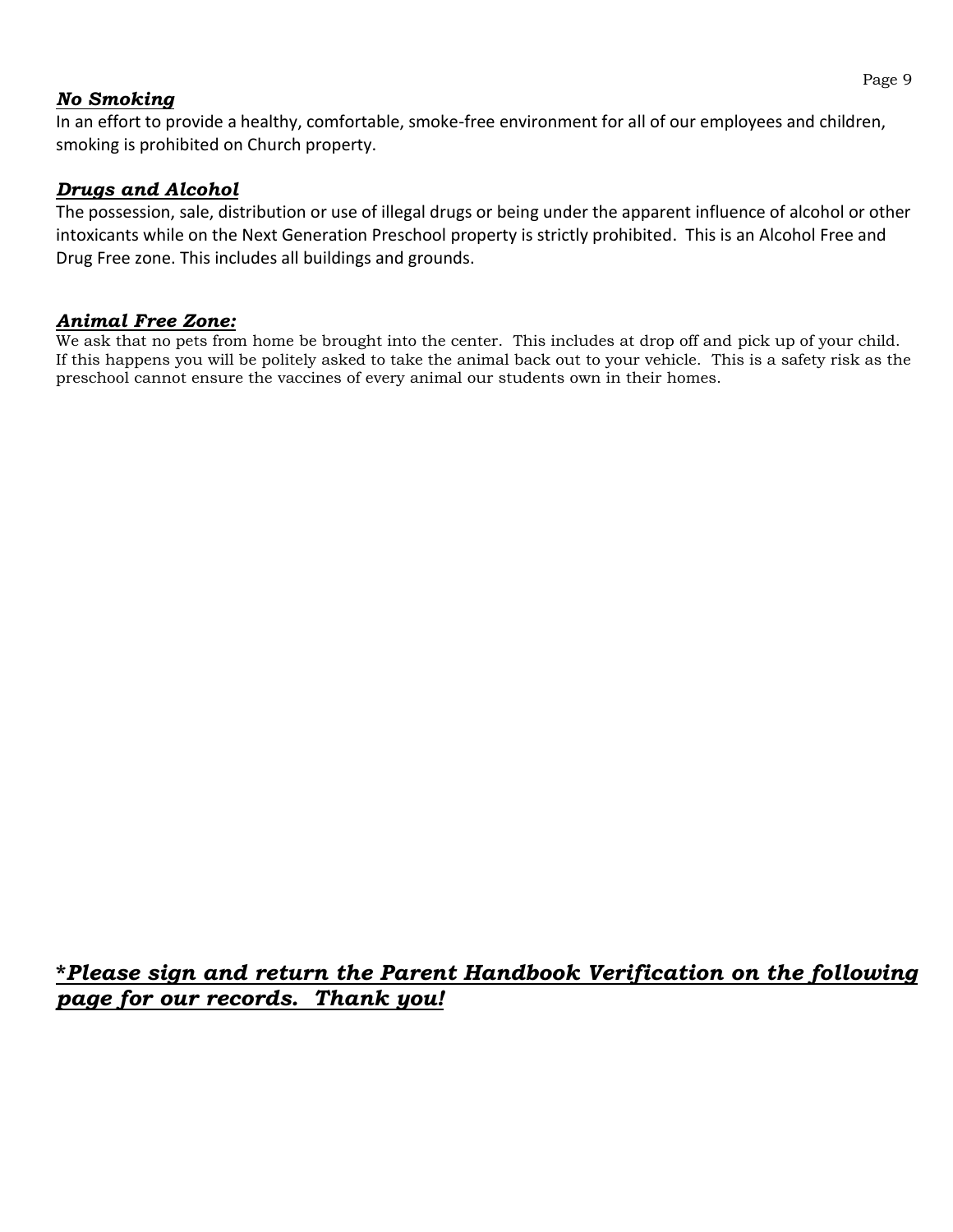### ***No Smoking***

In an effort to provide a healthy, comfortable, smoke-free environment for all of our employees and children, smoking is prohibited on Church property.

### ***Drugs and Alcohol***

The possession, sale, distribution or use of illegal drugs or being under the apparent influence of alcohol or other intoxicants while on the Next Generation Preschool property is strictly prohibited. This is an Alcohol Free and Drug Free zone. This includes all buildings and grounds.

### ***Animal Free Zone:***

We ask that no pets from home be brought into the center. This includes at drop off and pick up of your child. If this happens you will be politely asked to take the animal back out to your vehicle. This is a safety risk as the preschool cannot ensure the vaccines of every animal our students own in their homes.

***\*Please sign and return the Parent Handbook Verification on the following page for our records. Thank you!***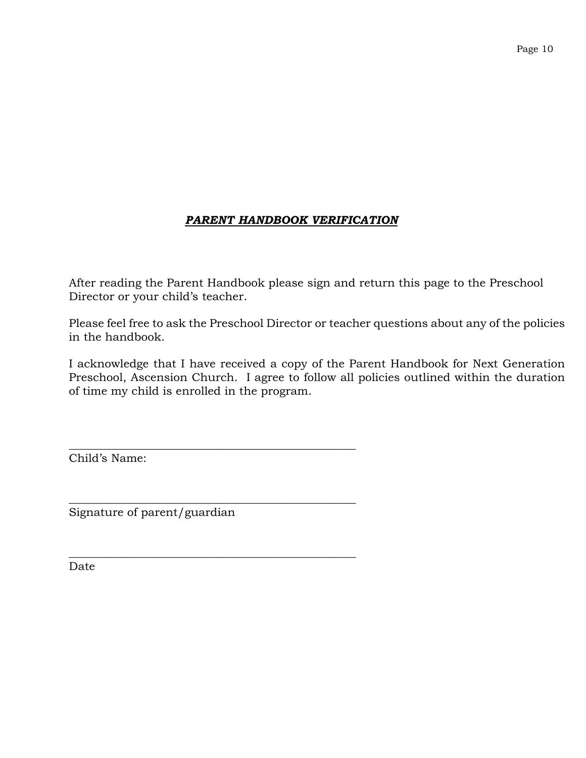## ***PARENT HANDBOOK VERIFICATION***

After reading the Parent Handbook please sign and return this page to the Preschool Director or your child's teacher.

Please feel free to ask the Preschool Director or teacher questions about any of the policies in the handbook.

I acknowledge that I have received a copy of the Parent Handbook for Next Generation Preschool, Ascension Church. I agree to follow all policies outlined within the duration of time my child is enrolled in the program.

\_\_\_\_\_\_\_\_\_\_\_\_\_\_\_\_\_\_\_\_\_\_\_\_\_\_\_\_\_\_\_\_\_\_\_\_\_\_\_\_\_\_\_\_\_\_\_\_\_\_\_\_
Child's Name:

\_\_\_\_\_\_\_\_\_\_\_\_\_\_\_\_\_\_\_\_\_\_\_\_\_\_\_\_\_\_\_\_\_\_\_\_\_\_\_\_\_\_\_\_\_\_\_\_\_\_\_\_
Signature of parent/guardian

\_\_\_\_\_\_\_\_\_\_\_\_\_\_\_\_\_\_\_\_\_\_\_\_\_\_\_\_\_\_\_\_\_\_\_\_\_\_\_\_\_\_\_\_\_\_\_\_\_\_\_\_
Date